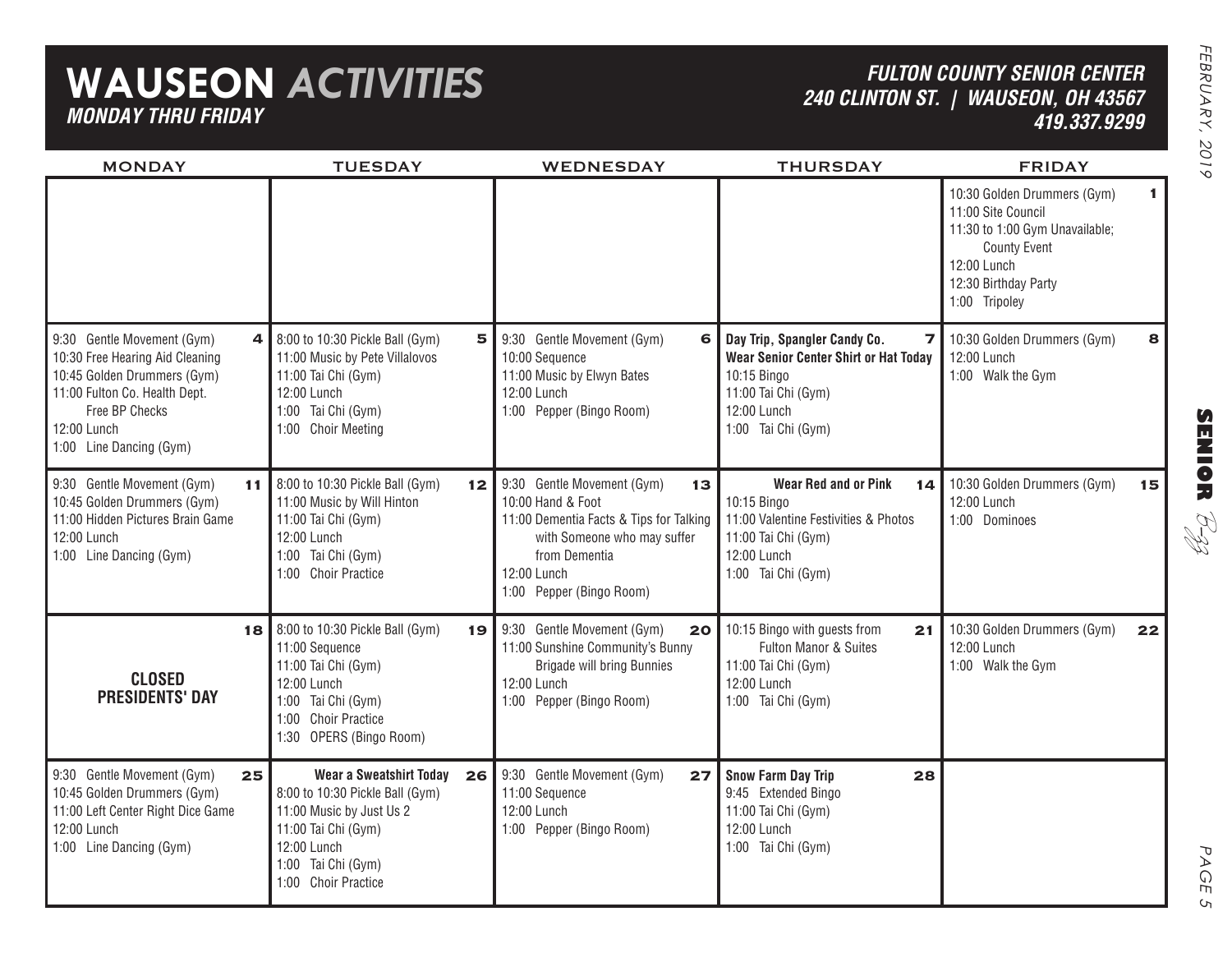# WAUSEON *ACTIVITIES*

***MONDAY THRU FRIDAY***

***FULTON COUNTY SENIOR CENTER***
***240 CLINTON ST. | WAUSEON, OH 43567***
***419.337.9299***

| MONDAY | TUESDAY | WEDNESDAY | THURSDAY | FRIDAY |
|---|---|---|---|---|
| | | | | **1** 10:30 Golden Drummers (Gym)<br>11:00 Site Council<br>11:30 to 1:00 Gym Unavailable; County Event<br>12:00 Lunch<br>12:30 Birthday Party<br>1:00 Tripoley |
| **4** 9:30 Gentle Movement (Gym)<br>10:30 Free Hearing Aid Cleaning<br>10:45 Golden Drummers (Gym)<br>11:00 Fulton Co. Health Dept. Free BP Checks<br>12:00 Lunch<br>1:00 Line Dancing (Gym) | **5** 8:00 to 10:30 Pickle Ball (Gym)<br>11:00 Music by Pete Villalovos<br>11:00 Tai Chi (Gym)<br>12:00 Lunch<br>1:00 Tai Chi (Gym)<br>1:00 Choir Meeting | **6** 9:30 Gentle Movement (Gym)<br>10:00 Sequence<br>11:00 Music by Elwyn Bates<br>12:00 Lunch<br>1:00 Pepper (Bingo Room) | **7** **Day Trip, Spangler Candy Co.**<br>**Wear Senior Center Shirt or Hat Today**<br>10:15 Bingo<br>11:00 Tai Chi (Gym)<br>12:00 Lunch<br>1:00 Tai Chi (Gym) | **8** 10:30 Golden Drummers (Gym)<br>12:00 Lunch<br>1:00 Walk the Gym |
| **11** 9:30 Gentle Movement (Gym)<br>10:45 Golden Drummers (Gym)<br>11:00 Hidden Pictures Brain Game<br>12:00 Lunch<br>1:00 Line Dancing (Gym) | **12** 8:00 to 10:30 Pickle Ball (Gym)<br>11:00 Music by Will Hinton<br>11:00 Tai Chi (Gym)<br>12:00 Lunch<br>1:00 Tai Chi (Gym)<br>1:00 Choir Practice | **13** 9:30 Gentle Movement (Gym)<br>10:00 Hand & Foot<br>11:00 Dementia Facts & Tips for Talking with Someone who may suffer from Dementia<br>12:00 Lunch<br>1:00 Pepper (Bingo Room) | **14** **Wear Red and or Pink**<br>10:15 Bingo<br>11:00 Valentine Festivities & Photos<br>11:00 Tai Chi (Gym)<br>12:00 Lunch<br>1:00 Tai Chi (Gym) | **15** 10:30 Golden Drummers (Gym)<br>12:00 Lunch<br>1:00 Dominoes |
| **18** **CLOSED PRESIDENTS' DAY** | **19** 8:00 to 10:30 Pickle Ball (Gym)<br>11:00 Sequence<br>11:00 Tai Chi (Gym)<br>12:00 Lunch<br>1:00 Tai Chi (Gym)<br>1:00 Choir Practice<br>1:30 OPERS (Bingo Room) | **20** 9:30 Gentle Movement (Gym)<br>11:00 Sunshine Community's Bunny Brigade will bring Bunnies<br>12:00 Lunch<br>1:00 Pepper (Bingo Room) | **21** 10:15 Bingo with guests from Fulton Manor & Suites<br>11:00 Tai Chi (Gym)<br>12:00 Lunch<br>1:00 Tai Chi (Gym) | **22** 10:30 Golden Drummers (Gym)<br>12:00 Lunch<br>1:00 Walk the Gym |
| **25** 9:30 Gentle Movement (Gym)<br>10:45 Golden Drummers (Gym)<br>11:00 Left Center Right Dice Game<br>12:00 Lunch<br>1:00 Line Dancing (Gym) | **26** **Wear a Sweatshirt Today**<br>8:00 to 10:30 Pickle Ball (Gym)<br>11:00 Music by Just Us 2<br>11:00 Tai Chi (Gym)<br>12:00 Lunch<br>1:00 Tai Chi (Gym)<br>1:00 Choir Practice | **27** 9:30 Gentle Movement (Gym)<br>11:00 Sequence<br>12:00 Lunch<br>1:00 Pepper (Bingo Room) | **28** **Snow Farm Day Trip**<br>9:45 Extended Bingo<br>11:00 Tai Chi (Gym)<br>12:00 Lunch<br>1:00 Tai Chi (Gym) | |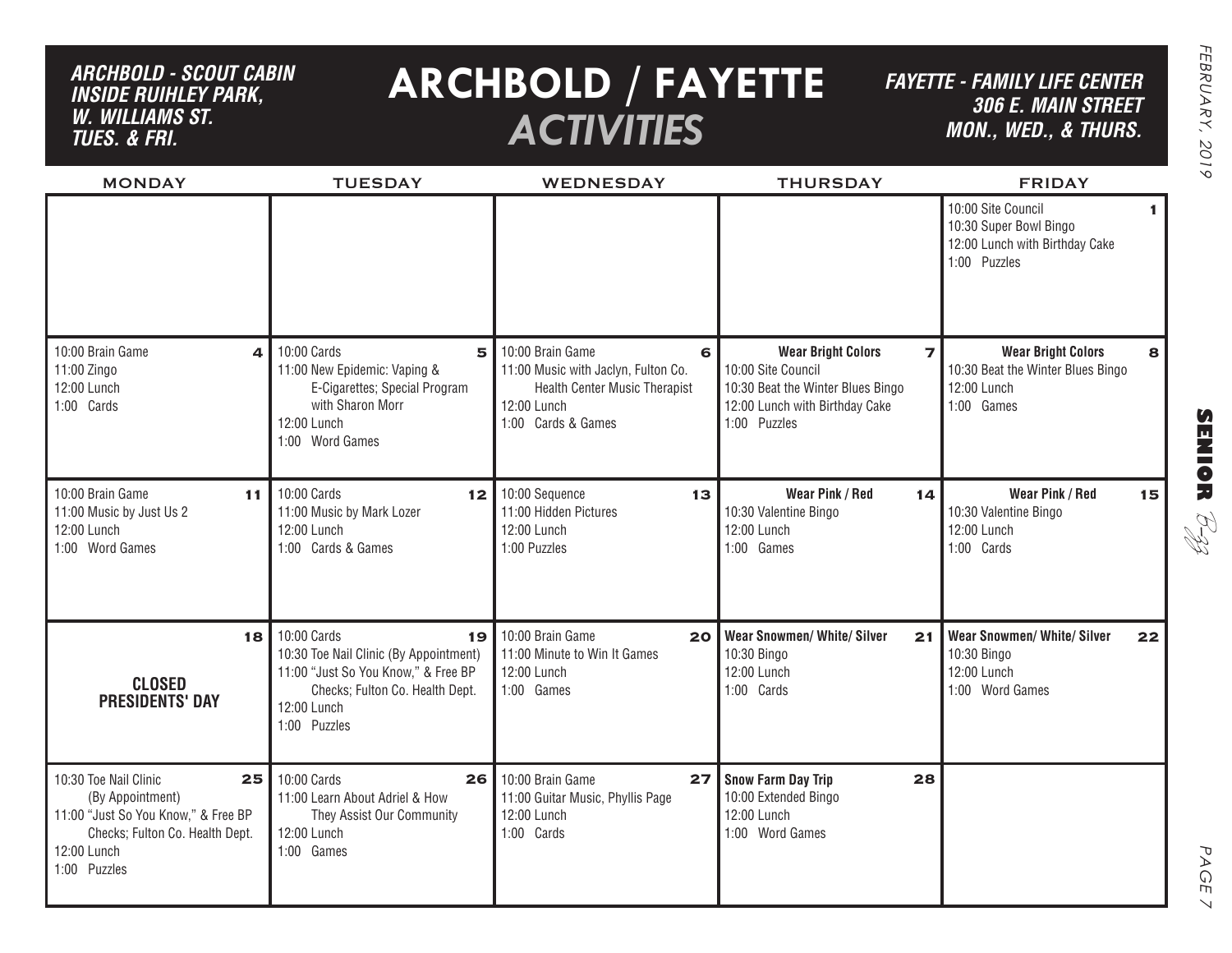# ARCHBOLD / FAYETTE *ACTIVITIES*

***ARCHBOLD - SCOUT CABIN INSIDE RUIHLEY PARK, W. WILLIAMS ST. TUES. & FRI.***

***FAYETTE - FAMILY LIFE CENTER 306 E. MAIN STREET MON., WED., & THURS.***

| MONDAY | TUESDAY | WEDNESDAY | THURSDAY | FRIDAY |
|---|---|---|---|---|
| | | | | **1**<br>10:00 Site Council<br>10:30 Super Bowl Bingo<br>12:00 Lunch with Birthday Cake<br>1:00 Puzzles |
| **4**<br>10:00 Brain Game<br>11:00 Zingo<br>12:00 Lunch<br>1:00 Cards | **5**<br>10:00 Cards<br>11:00 New Epidemic: Vaping & E-Cigarettes; Special Program with Sharon Morr<br>12:00 Lunch<br>1:00 Word Games | **6**<br>10:00 Brain Game<br>11:00 Music with Jaclyn, Fulton Co. Health Center Music Therapist<br>12:00 Lunch<br>1:00 Cards & Games | **7**<br>**Wear Bright Colors**<br>10:00 Site Council<br>10:30 Beat the Winter Blues Bingo<br>12:00 Lunch with Birthday Cake<br>1:00 Puzzles | **8**<br>**Wear Bright Colors**<br>10:30 Beat the Winter Blues Bingo<br>12:00 Lunch<br>1:00 Games |
| **11**<br>10:00 Brain Game<br>11:00 Music by Just Us 2<br>12:00 Lunch<br>1:00 Word Games | **12**<br>10:00 Cards<br>11:00 Music by Mark Lozer<br>12:00 Lunch<br>1:00 Cards & Games | **13**<br>10:00 Sequence<br>11:00 Hidden Pictures<br>12:00 Lunch<br>1:00 Puzzles | **14**<br>**Wear Pink / Red**<br>10:30 Valentine Bingo<br>12:00 Lunch<br>1:00 Games | **15**<br>**Wear Pink / Red**<br>10:30 Valentine Bingo<br>12:00 Lunch<br>1:00 Cards |
| **18**<br>**CLOSED PRESIDENTS' DAY** | **19**<br>10:00 Cards<br>10:30 Toe Nail Clinic (By Appointment)<br>11:00 "Just So You Know," & Free BP Checks; Fulton Co. Health Dept.<br>12:00 Lunch<br>1:00 Puzzles | **20**<br>10:00 Brain Game<br>11:00 Minute to Win It Games<br>12:00 Lunch<br>1:00 Games | **21**<br>**Wear Snowmen/ White/ Silver**<br>10:30 Bingo<br>12:00 Lunch<br>1:00 Cards | **22**<br>**Wear Snowmen/ White/ Silver**<br>10:30 Bingo<br>12:00 Lunch<br>1:00 Word Games |
| **25**<br>10:30 Toe Nail Clinic (By Appointment)<br>11:00 "Just So You Know," & Free BP Checks; Fulton Co. Health Dept.<br>12:00 Lunch<br>1:00 Puzzles | **26**<br>10:00 Cards<br>11:00 Learn About Adriel & How They Assist Our Community<br>12:00 Lunch<br>1:00 Games | **27**<br>10:00 Brain Game<br>11:00 Guitar Music, Phyllis Page<br>12:00 Lunch<br>1:00 Cards | **28**<br>**Snow Farm Day Trip**<br>10:00 Extended Bingo<br>12:00 Lunch<br>1:00 Word Games | |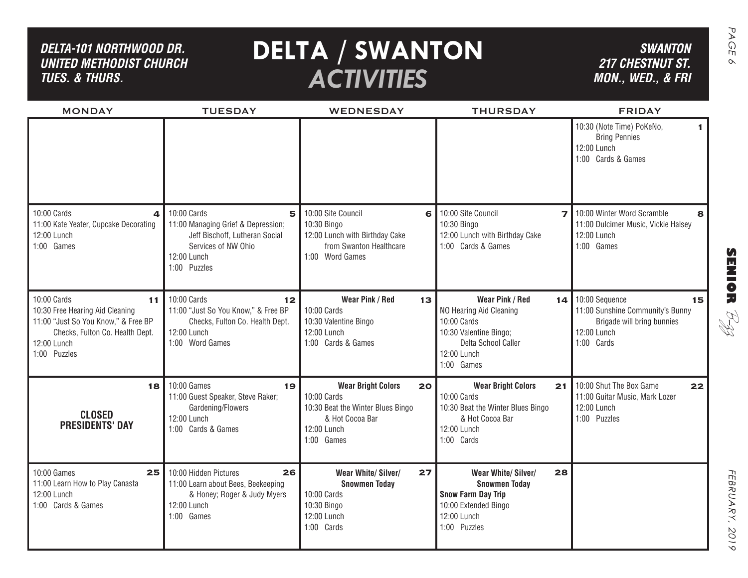**DELTA-101 NORTHWOOD DR.**
**UNITED METHODIST CHURCH**
**TUES. & THURS.**

# DELTA / SWANTON *ACTIVITIES*

**SWANTON**
**217 CHESTNUT ST.**
**MON., WED., & FRI**

| MONDAY | TUESDAY | WEDNESDAY | THURSDAY | FRIDAY |
|---|---|---|---|---|
| | | | | **1** 10:30 (Note Time) PoKeNo, Bring Pennies<br>12:00 Lunch<br>1:00 Cards & Games |
| **4** 10:00 Cards<br>11:00 Kate Yeater, Cupcake Decorating<br>12:00 Lunch<br>1:00 Games | **5** 10:00 Cards<br>11:00 Managing Grief & Depression; Jeff Bischoff, Lutheran Social Services of NW Ohio<br>12:00 Lunch<br>1:00 Puzzles | **6** 10:00 Site Council<br>10:30 Bingo<br>12:00 Lunch with Birthday Cake from Swanton Healthcare<br>1:00 Word Games | **7** 10:00 Site Council<br>10:30 Bingo<br>12:00 Lunch with Birthday Cake<br>1:00 Cards & Games | **8** 10:00 Winter Word Scramble<br>11:00 Dulcimer Music, Vickie Halsey<br>12:00 Lunch<br>1:00 Games |
| **11** 10:00 Cards<br>10:30 Free Hearing Aid Cleaning<br>11:00 "Just So You Know," & Free BP Checks, Fulton Co. Health Dept.<br>12:00 Lunch<br>1:00 Puzzles | **12** 10:00 Cards<br>11:00 "Just So You Know," & Free BP Checks, Fulton Co. Health Dept.<br>12:00 Lunch<br>1:00 Word Games | **13** **Wear Pink / Red**<br>10:00 Cards<br>10:30 Valentine Bingo<br>12:00 Lunch<br>1:00 Cards & Games | **14** **Wear Pink / Red**<br>NO Hearing Aid Cleaning<br>10:00 Cards<br>10:30 Valentine Bingo; Delta School Caller<br>12:00 Lunch<br>1:00 Games | **15** 10:00 Sequence<br>11:00 Sunshine Community's Bunny Brigade will bring bunnies<br>12:00 Lunch<br>1:00 Cards |
| **18** **CLOSED PRESIDENTS' DAY** | **19** 10:00 Games<br>11:00 Guest Speaker, Steve Raker; Gardening/Flowers<br>12:00 Lunch<br>1:00 Cards & Games | **20** **Wear Bright Colors**<br>10:00 Cards<br>10:30 Beat the Winter Blues Bingo & Hot Cocoa Bar<br>12:00 Lunch<br>1:00 Games | **21** **Wear Bright Colors**<br>10:00 Cards<br>10:30 Beat the Winter Blues Bingo & Hot Cocoa Bar<br>12:00 Lunch<br>1:00 Cards | **22** 10:00 Shut The Box Game<br>11:00 Guitar Music, Mark Lozer<br>12:00 Lunch<br>1:00 Puzzles |
| **25** 10:00 Games<br>11:00 Learn How to Play Canasta<br>12:00 Lunch<br>1:00 Cards & Games | **26** 10:00 Hidden Pictures<br>11:00 Learn about Bees, Beekeeping & Honey; Roger & Judy Myers<br>12:00 Lunch<br>1:00 Games | **27** **Wear White/ Silver/ Snowmen Today**<br>10:00 Cards<br>10:30 Bingo<br>12:00 Lunch<br>1:00 Cards | **28** **Wear White/ Silver/ Snowmen Today**<br>**Snow Farm Day Trip**<br>10:00 Extended Bingo<br>12:00 Lunch<br>1:00 Puzzles | |